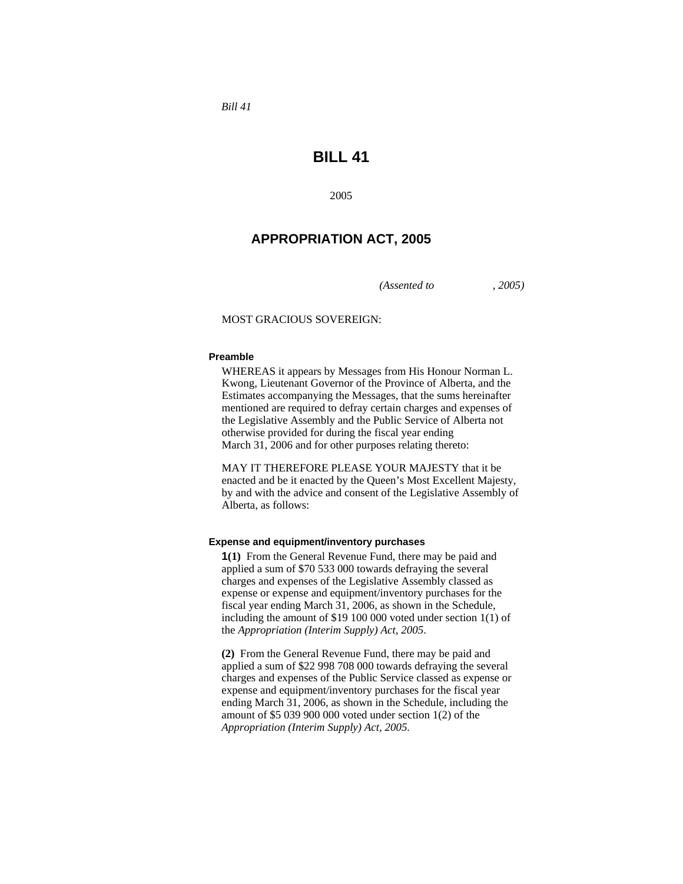*Bill 41*

# BILL 41

2005

## APPROPRIATION ACT, 2005

*(Assented to , 2005)*

MOST GRACIOUS SOVEREIGN:

#### Preamble

WHEREAS it appears by Messages from His Honour Norman L. Kwong, Lieutenant Governor of the Province of Alberta, and the Estimates accompanying the Messages, that the sums hereinafter mentioned are required to defray certain charges and expenses of the Legislative Assembly and the Public Service of Alberta not otherwise provided for during the fiscal year ending March 31, 2006 and for other purposes relating thereto:

MAY IT THEREFORE PLEASE YOUR MAJESTY that it be enacted and be it enacted by the Queen's Most Excellent Majesty, by and with the advice and consent of the Legislative Assembly of Alberta, as follows:

#### Expense and equipment/inventory purchases

**1(1)** From the General Revenue Fund, there may be paid and applied a sum of $70 533 000 towards defraying the several charges and expenses of the Legislative Assembly classed as expense or expense and equipment/inventory purchases for the fiscal year ending March 31, 2006, as shown in the Schedule, including the amount of $19 100 000 voted under section 1(1) of the *Appropriation (Interim Supply) Act, 2005*.

**(2)** From the General Revenue Fund, there may be paid and applied a sum of $22 998 708 000 towards defraying the several charges and expenses of the Public Service classed as expense or expense and equipment/inventory purchases for the fiscal year ending March 31, 2006, as shown in the Schedule, including the amount of $5 039 900 000 voted under section 1(2) of the *Appropriation (Interim Supply) Act, 2005.*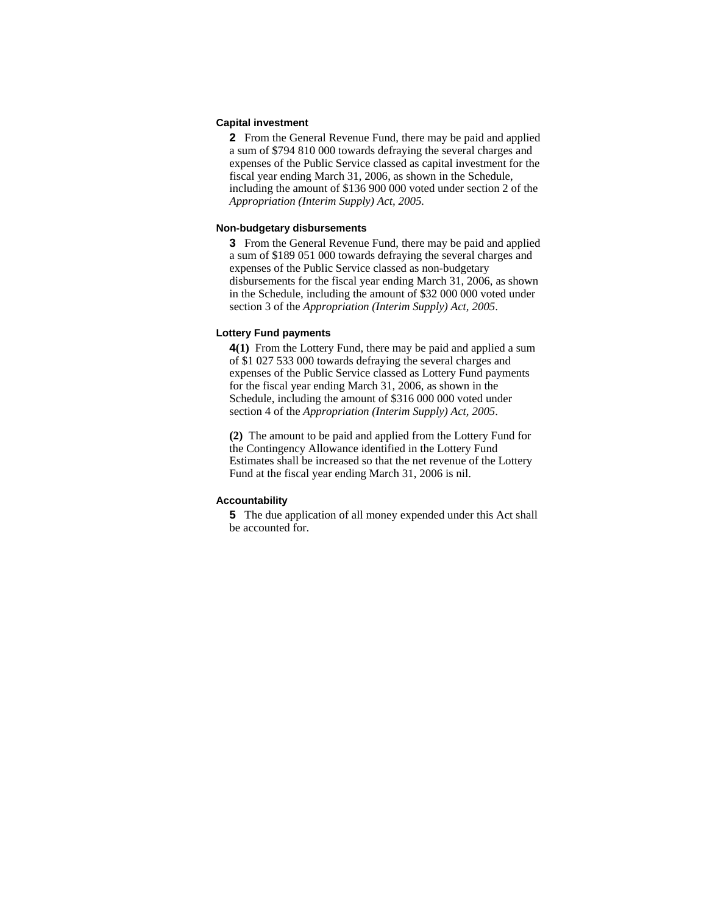#### Capital investment

**2** From the General Revenue Fund, there may be paid and applied a sum of $794 810 000 towards defraying the several charges and expenses of the Public Service classed as capital investment for the fiscal year ending March 31, 2006, as shown in the Schedule, including the amount of $136 900 000 voted under section 2 of the *Appropriation (Interim Supply) Act, 2005.*

#### Non-budgetary disbursements

**3** From the General Revenue Fund, there may be paid and applied a sum of $189 051 000 towards defraying the several charges and expenses of the Public Service classed as non-budgetary disbursements for the fiscal year ending March 31, 2006, as shown in the Schedule, including the amount of $32 000 000 voted under section 3 of the *Appropriation (Interim Supply) Act, 2005*.

#### Lottery Fund payments

**4(1)** From the Lottery Fund, there may be paid and applied a sum of $1 027 533 000 towards defraying the several charges and expenses of the Public Service classed as Lottery Fund payments for the fiscal year ending March 31, 2006, as shown in the Schedule, including the amount of $316 000 000 voted under section 4 of the *Appropriation (Interim Supply) Act, 2005*.

**(2)** The amount to be paid and applied from the Lottery Fund for the Contingency Allowance identified in the Lottery Fund Estimates shall be increased so that the net revenue of the Lottery Fund at the fiscal year ending March 31, 2006 is nil.

#### Accountability

**5** The due application of all money expended under this Act shall be accounted for.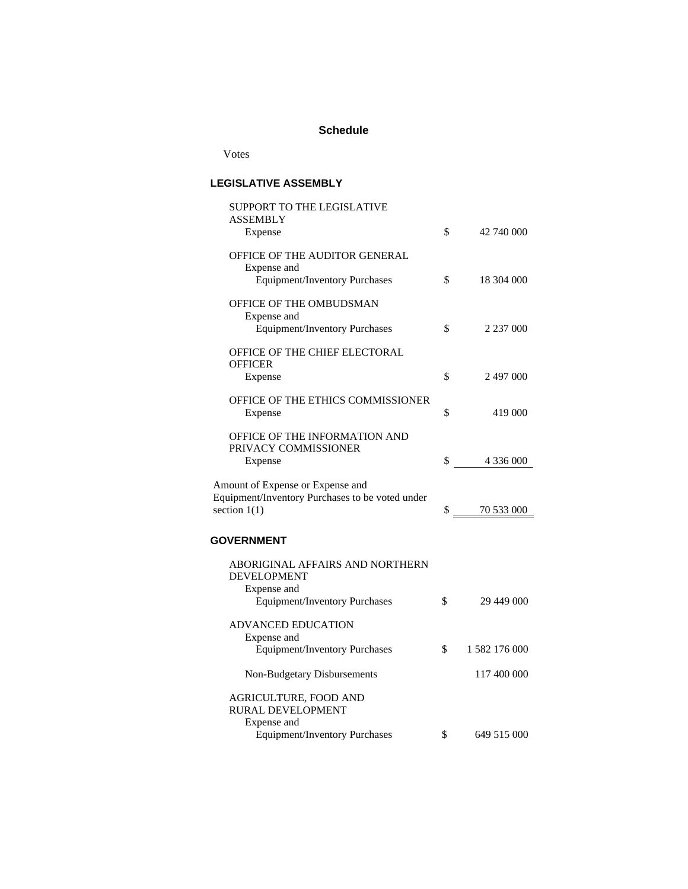## Schedule

Votes

### LEGISLATIVE ASSEMBLY

| | | |
|---|---|---|
| SUPPORT TO THE LEGISLATIVE ASSEMBLY | | |
| Expense | $ | 42 740 000 |
| OFFICE OF THE AUDITOR GENERAL | | |
| Expense and Equipment/Inventory Purchases | $ | 18 304 000 |
| OFFICE OF THE OMBUDSMAN | | |
| Expense and Equipment/Inventory Purchases | $ | 2 237 000 |
| OFFICE OF THE CHIEF ELECTORAL OFFICER | | |
| Expense | $ | 2 497 000 |
| OFFICE OF THE ETHICS COMMISSIONER | | |
| Expense | $ | 419 000 |
| OFFICE OF THE INFORMATION AND PRIVACY COMMISSIONER | | |
| Expense | $ | 4 336 000 |
| Amount of Expense or Expense and Equipment/Inventory Purchases to be voted under section 1(1) | $ | 70 533 000 |

### GOVERNMENT

| | | |
|---|---|---|
| ABORIGINAL AFFAIRS AND NORTHERN DEVELOPMENT | | |
| Expense and Equipment/Inventory Purchases | $ | 29 449 000 |
| ADVANCED EDUCATION | | |
| Expense and Equipment/Inventory Purchases | $ | 1 582 176 000 |
| Non-Budgetary Disbursements | | 117 400 000 |
| AGRICULTURE, FOOD AND RURAL DEVELOPMENT | | |
| Expense and Equipment/Inventory Purchases | $ | 649 515 000 |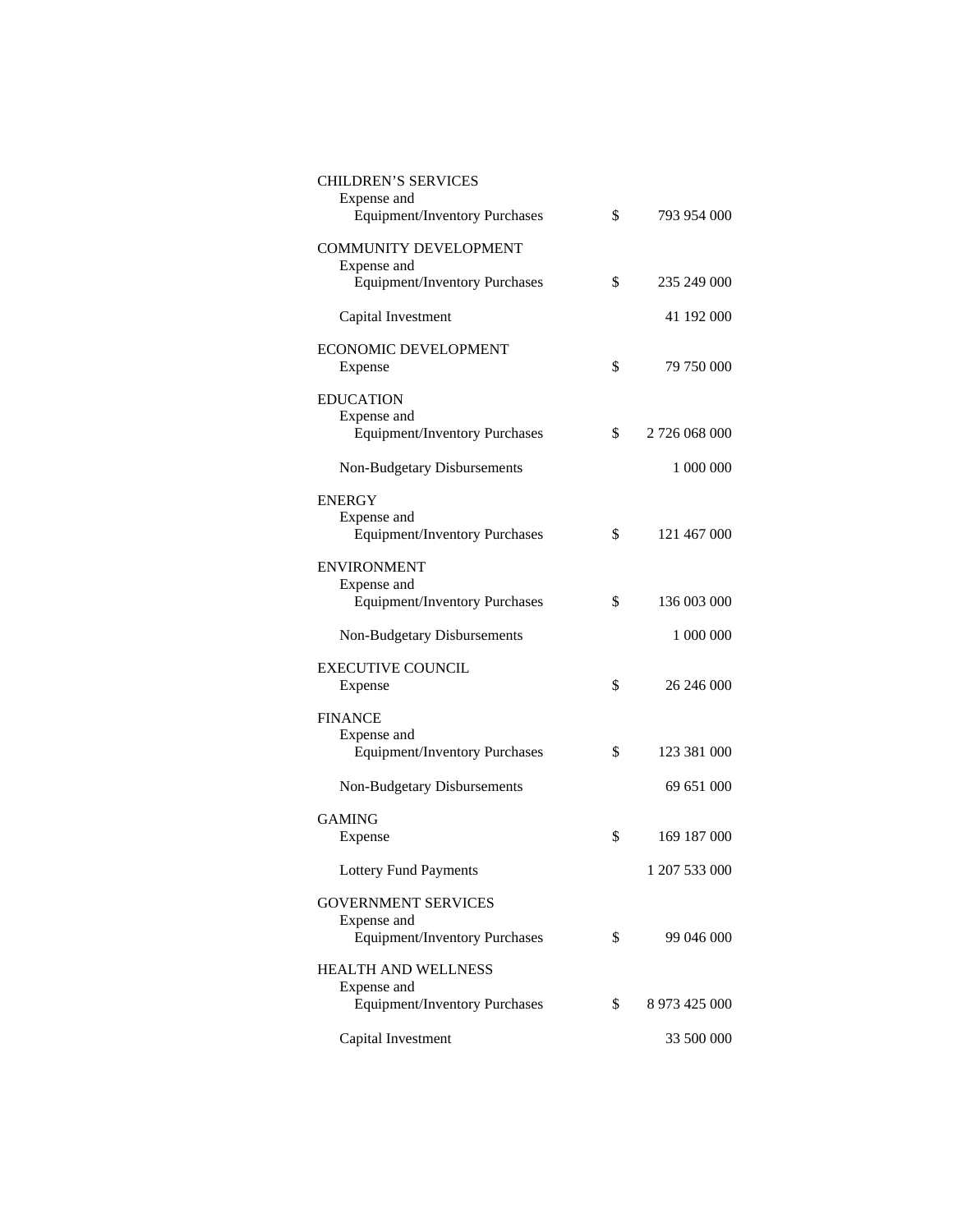| | | |
|---|---|---|
| CHILDREN'S SERVICES | | |
| Expense and Equipment/Inventory Purchases | $ | 793 954 000 |
| COMMUNITY DEVELOPMENT | | |
| Expense and Equipment/Inventory Purchases | $ | 235 249 000 |
| Capital Investment | | 41 192 000 |
| ECONOMIC DEVELOPMENT | | |
| Expense | $ | 79 750 000 |
| EDUCATION | | |
| Expense and Equipment/Inventory Purchases | $ | 2 726 068 000 |
| Non-Budgetary Disbursements | | 1 000 000 |
| ENERGY | | |
| Expense and Equipment/Inventory Purchases | $ | 121 467 000 |
| ENVIRONMENT | | |
| Expense and Equipment/Inventory Purchases | $ | 136 003 000 |
| Non-Budgetary Disbursements | | 1 000 000 |
| EXECUTIVE COUNCIL | | |
| Expense | $ | 26 246 000 |
| FINANCE | | |
| Expense and Equipment/Inventory Purchases | $ | 123 381 000 |
| Non-Budgetary Disbursements | | 69 651 000 |
| GAMING | | |
| Expense | $ | 169 187 000 |
| Lottery Fund Payments | | 1 207 533 000 |
| GOVERNMENT SERVICES | | |
| Expense and Equipment/Inventory Purchases | $ | 99 046 000 |
| HEALTH AND WELLNESS | | |
| Expense and Equipment/Inventory Purchases | $ | 8 973 425 000 |
| Capital Investment | | 33 500 000 |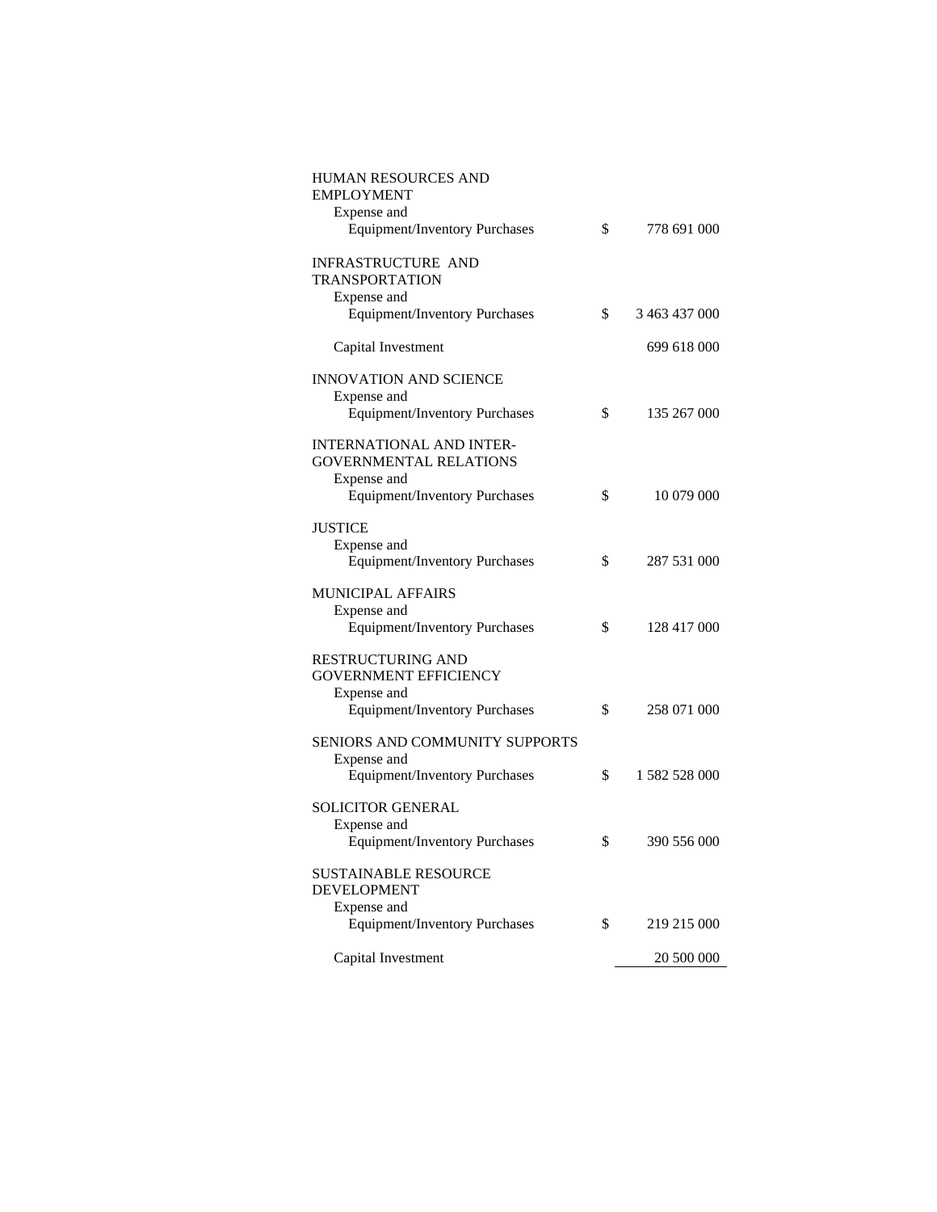| | | |
|---|---|---|
| HUMAN RESOURCES AND EMPLOYMENT | | |
| Expense and Equipment/Inventory Purchases | $ | 778 691 000 |
| INFRASTRUCTURE AND TRANSPORTATION | | |
| Expense and Equipment/Inventory Purchases | $ | 3 463 437 000 |
| Capital Investment | | 699 618 000 |
| INNOVATION AND SCIENCE | | |
| Expense and Equipment/Inventory Purchases | $ | 135 267 000 |
| INTERNATIONAL AND INTER-GOVERNMENTAL RELATIONS | | |
| Expense and Equipment/Inventory Purchases | $ | 10 079 000 |
| JUSTICE | | |
| Expense and Equipment/Inventory Purchases | $ | 287 531 000 |
| MUNICIPAL AFFAIRS | | |
| Expense and Equipment/Inventory Purchases | $ | 128 417 000 |
| RESTRUCTURING AND GOVERNMENT EFFICIENCY | | |
| Expense and Equipment/Inventory Purchases | $ | 258 071 000 |
| SENIORS AND COMMUNITY SUPPORTS | | |
| Expense and Equipment/Inventory Purchases | $ | 1 582 528 000 |
| SOLICITOR GENERAL | | |
| Expense and Equipment/Inventory Purchases | $ | 390 556 000 |
| SUSTAINABLE RESOURCE DEVELOPMENT | | |
| Expense and Equipment/Inventory Purchases | $ | 219 215 000 |
| Capital Investment | | 20 500 000 |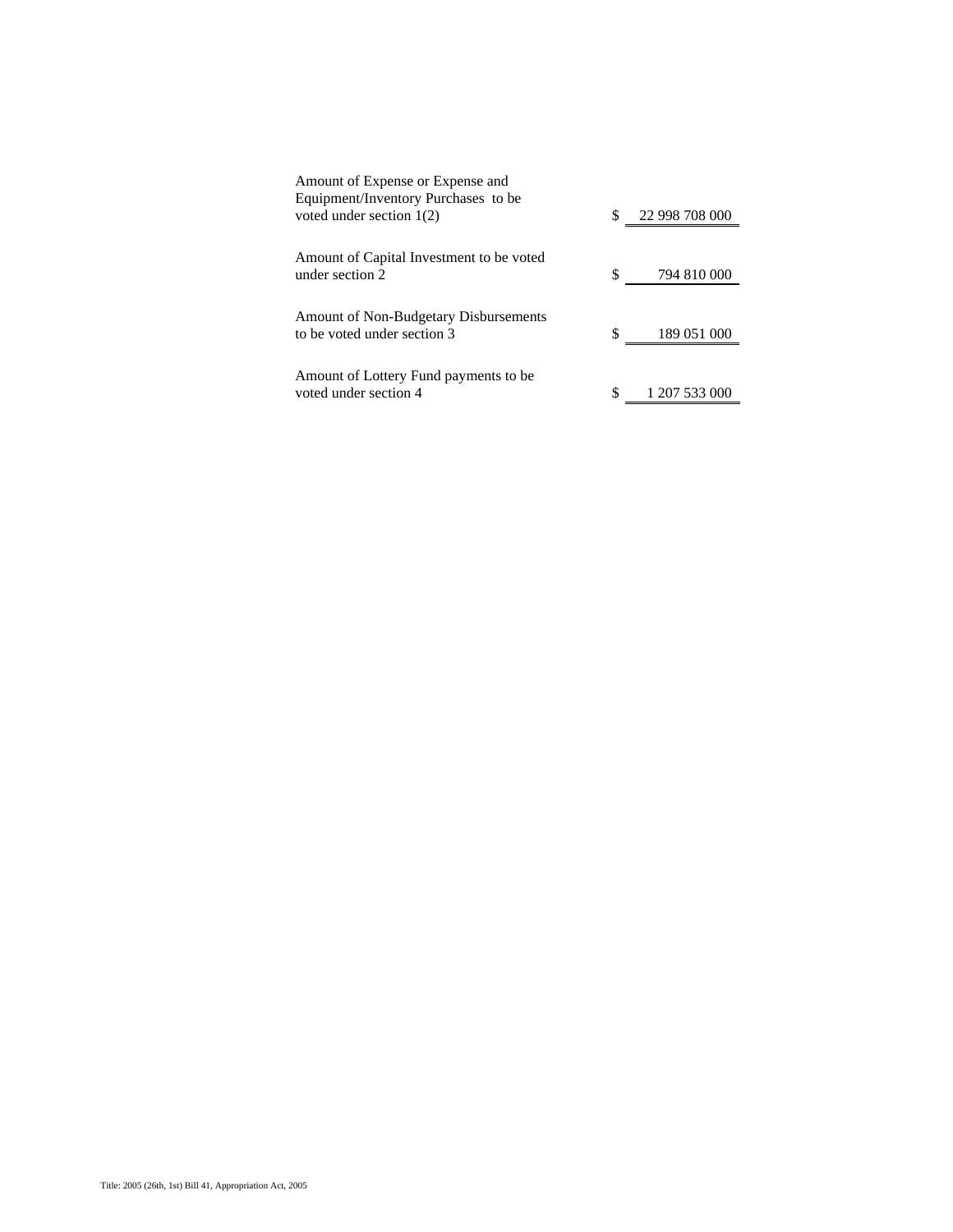| | | |
|---|---|---|
| Amount of Expense or Expense and Equipment/Inventory Purchases to be voted under section 1(2) | $ | 22 998 708 000 |
| Amount of Capital Investment to be voted under section 2 | $ | 794 810 000 |
| Amount of Non-Budgetary Disbursements to be voted under section 3 | $ | 189 051 000 |
| Amount of Lottery Fund payments to be voted under section 4 | $ | 1 207 533 000 |